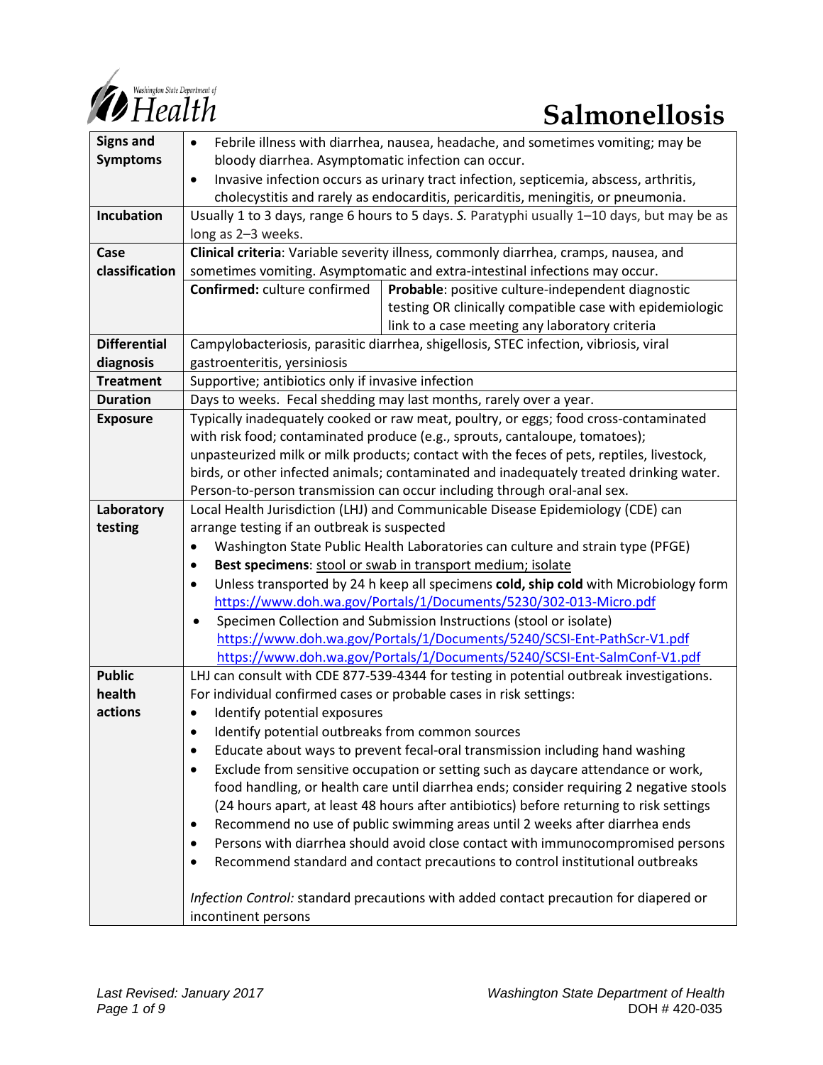Washington State Department of Health

# Salmonellosis

| | | |
|---|---|---|
| **Signs and Symptoms** | • Febrile illness with diarrhea, nausea, headache, and sometimes vomiting; may be bloody diarrhea. Asymptomatic infection can occur.<br>• Invasive infection occurs as urinary tract infection, septicemia, abscess, arthritis, cholecystitis and rarely as endocarditis, pericarditis, meningitis, or pneumonia. | |
| **Incubation** | Usually 1 to 3 days, range 6 hours to 5 days. *S.* Paratyphi usually 1–10 days, but may be as long as 2–3 weeks. | |
| **Case classification** | **Clinical criteria**: Variable severity illness, commonly diarrhea, cramps, nausea, and sometimes vomiting. Asymptomatic and extra-intestinal infections may occur. | |
| | **Confirmed:** culture confirmed | **Probable**: positive culture-independent diagnostic testing OR clinically compatible case with epidemiologic link to a case meeting any laboratory criteria |
| **Differential diagnosis** | Campylobacteriosis, parasitic diarrhea, shigellosis, STEC infection, vibriosis, viral gastroenteritis, yersiniosis | |
| **Treatment** | Supportive; antibiotics only if invasive infection | |
| **Duration** | Days to weeks. Fecal shedding may last months, rarely over a year. | |
| **Exposure** | Typically inadequately cooked or raw meat, poultry, or eggs; food cross-contaminated with risk food; contaminated produce (e.g., sprouts, cantaloupe, tomatoes); unpasteurized milk or milk products; contact with the feces of pets, reptiles, livestock, birds, or other infected animals; contaminated and inadequately treated drinking water. Person-to-person transmission can occur including through oral-anal sex. | |
| **Laboratory testing** | Local Health Jurisdiction (LHJ) and Communicable Disease Epidemiology (CDE) can arrange testing if an outbreak is suspected<br>• Washington State Public Health Laboratories can culture and strain type (PFGE)<br>• **Best specimens**: stool or swab in transport medium; isolate<br>• Unless transported by 24 h keep all specimens **cold, ship cold** with Microbiology form https://www.doh.wa.gov/Portals/1/Documents/5230/302-013-Micro.pdf<br>• Specimen Collection and Submission Instructions (stool or isolate) https://www.doh.wa.gov/Portals/1/Documents/5240/SCSI-Ent-PathScr-V1.pdf https://www.doh.wa.gov/Portals/1/Documents/5240/SCSI-Ent-SalmConf-V1.pdf | |
| **Public health actions** | LHJ can consult with CDE 877-539-4344 for testing in potential outbreak investigations. For individual confirmed cases or probable cases in risk settings:<br>• Identify potential exposures<br>• Identify potential outbreaks from common sources<br>• Educate about ways to prevent fecal-oral transmission including hand washing<br>• Exclude from sensitive occupation or setting such as daycare attendance or work, food handling, or health care until diarrhea ends; consider requiring 2 negative stools (24 hours apart, at least 48 hours after antibiotics) before returning to risk settings<br>• Recommend no use of public swimming areas until 2 weeks after diarrhea ends<br>• Persons with diarrhea should avoid close contact with immunocompromised persons<br>• Recommend standard and contact precautions to control institutional outbreaks<br><br>*Infection Control:* standard precautions with added contact precaution for diapered or incontinent persons | |

*Last Revised: January 2017*

*Washington State Department of Health*
DOH # 420-035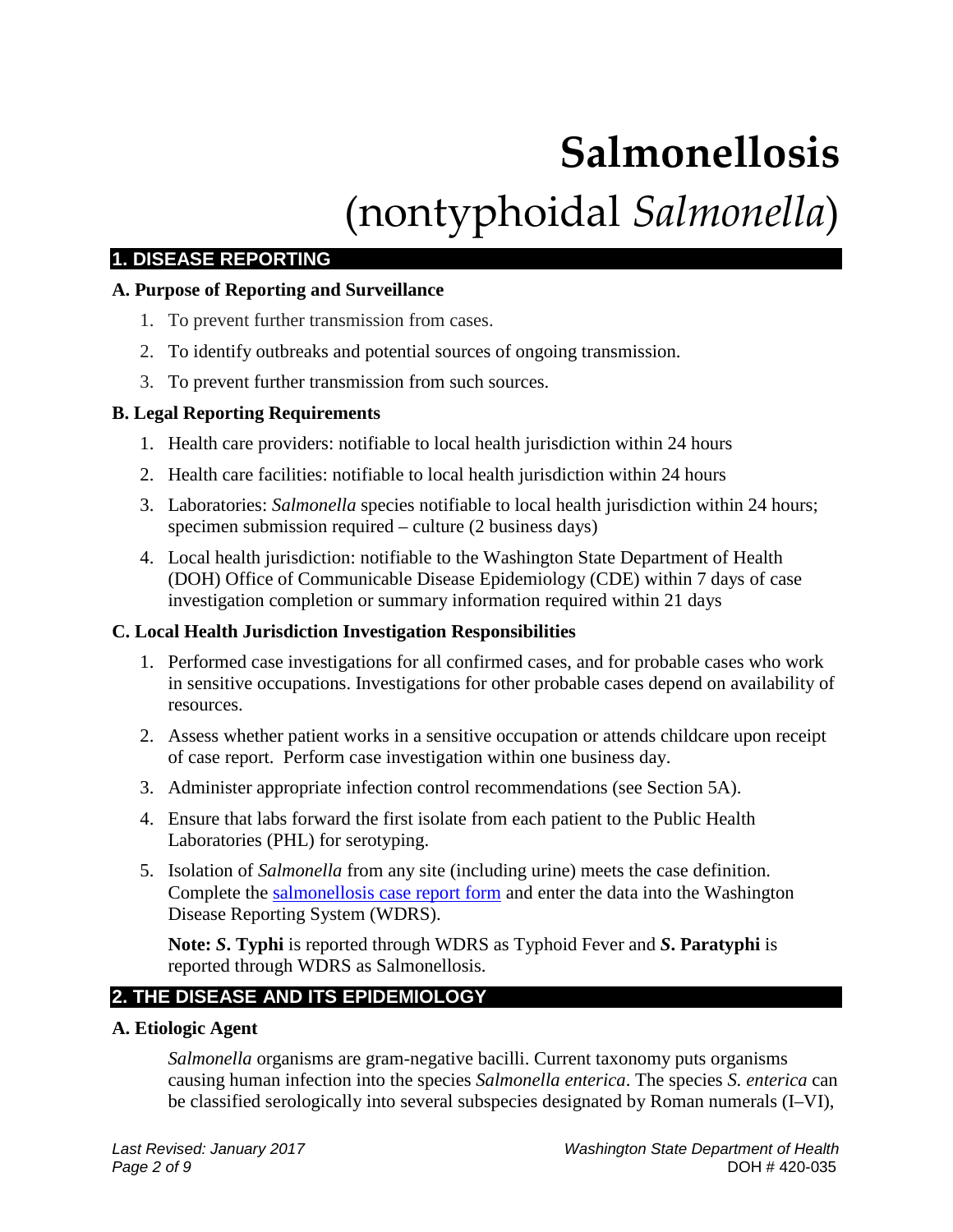# Salmonellosis

# (nontyphoidal *Salmonella*)

## 1. DISEASE REPORTING

### A. Purpose of Reporting and Surveillance

1. To prevent further transmission from cases.
2. To identify outbreaks and potential sources of ongoing transmission.
3. To prevent further transmission from such sources.

### B. Legal Reporting Requirements

1. Health care providers: notifiable to local health jurisdiction within 24 hours
2. Health care facilities: notifiable to local health jurisdiction within 24 hours
3. Laboratories: *Salmonella* species notifiable to local health jurisdiction within 24 hours; specimen submission required – culture (2 business days)
4. Local health jurisdiction: notifiable to the Washington State Department of Health (DOH) Office of Communicable Disease Epidemiology (CDE) within 7 days of case investigation completion or summary information required within 21 days

### C. Local Health Jurisdiction Investigation Responsibilities

1. Performed case investigations for all confirmed cases, and for probable cases who work in sensitive occupations. Investigations for other probable cases depend on availability of resources.
2. Assess whether patient works in a sensitive occupation or attends childcare upon receipt of case report. Perform case investigation within one business day.
3. Administer appropriate infection control recommendations (see Section 5A).
4. Ensure that labs forward the first isolate from each patient to the Public Health Laboratories (PHL) for serotyping.
5. Isolation of *Salmonella* from any site (including urine) meets the case definition. Complete the salmonellosis case report form and enter the data into the Washington Disease Reporting System (WDRS).

   **Note: *S*. Typhi** is reported through WDRS as Typhoid Fever and ***S*. Paratyphi** is reported through WDRS as Salmonellosis.

## 2. THE DISEASE AND ITS EPIDEMIOLOGY

### A. Etiologic Agent

*Salmonella* organisms are gram-negative bacilli. Current taxonomy puts organisms causing human infection into the species *Salmonella enterica*. The species *S. enterica* can be classified serologically into several subspecies designated by Roman numerals (I–VI),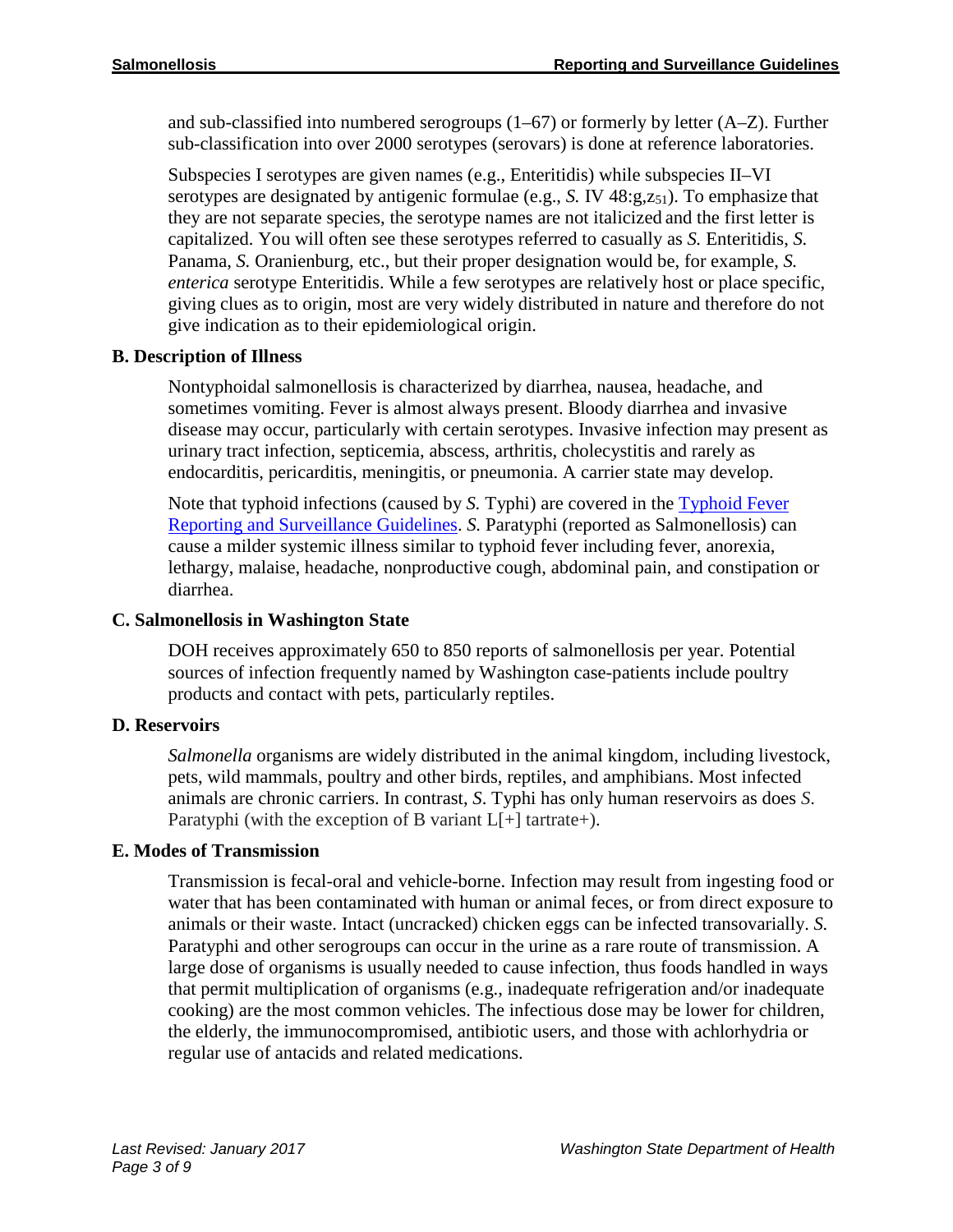and sub-classified into numbered serogroups (1–67) or formerly by letter (A–Z). Further sub-classification into over 2000 serotypes (serovars) is done at reference laboratories.

Subspecies I serotypes are given names (e.g., Enteritidis) while subspecies II–VI serotypes are designated by antigenic formulae (e.g., *S.* IV 48:g,$z_{51}$). To emphasize that they are not separate species, the serotype names are not italicized and the first letter is capitalized. You will often see these serotypes referred to casually as *S.* Enteritidis, *S.* Panama, *S.* Oranienburg, etc., but their proper designation would be, for example, *S. enterica* serotype Enteritidis. While a few serotypes are relatively host or place specific, giving clues as to origin, most are very widely distributed in nature and therefore do not give indication as to their epidemiological origin.

### B. Description of Illness

Nontyphoidal salmonellosis is characterized by diarrhea, nausea, headache, and sometimes vomiting. Fever is almost always present. Bloody diarrhea and invasive disease may occur, particularly with certain serotypes. Invasive infection may present as urinary tract infection, septicemia, abscess, arthritis, cholecystitis and rarely as endocarditis, pericarditis, meningitis, or pneumonia. A carrier state may develop.

Note that typhoid infections (caused by *S.* Typhi) are covered in the Typhoid Fever Reporting and Surveillance Guidelines. *S.* Paratyphi (reported as Salmonellosis) can cause a milder systemic illness similar to typhoid fever including fever, anorexia, lethargy, malaise, headache, nonproductive cough, abdominal pain, and constipation or diarrhea.

### C. Salmonellosis in Washington State

DOH receives approximately 650 to 850 reports of salmonellosis per year. Potential sources of infection frequently named by Washington case-patients include poultry products and contact with pets, particularly reptiles.

### D. Reservoirs

*Salmonella* organisms are widely distributed in the animal kingdom, including livestock, pets, wild mammals, poultry and other birds, reptiles, and amphibians. Most infected animals are chronic carriers. In contrast, *S*. Typhi has only human reservoirs as does *S*. Paratyphi (with the exception of B variant L[+] tartrate+).

### E. Modes of Transmission

Transmission is fecal-oral and vehicle-borne. Infection may result from ingesting food or water that has been contaminated with human or animal feces, or from direct exposure to animals or their waste. Intact (uncracked) chicken eggs can be infected transovarially. *S.* Paratyphi and other serogroups can occur in the urine as a rare route of transmission. A large dose of organisms is usually needed to cause infection, thus foods handled in ways that permit multiplication of organisms (e.g., inadequate refrigeration and/or inadequate cooking) are the most common vehicles. The infectious dose may be lower for children, the elderly, the immunocompromised, antibiotic users, and those with achlorhydria or regular use of antacids and related medications.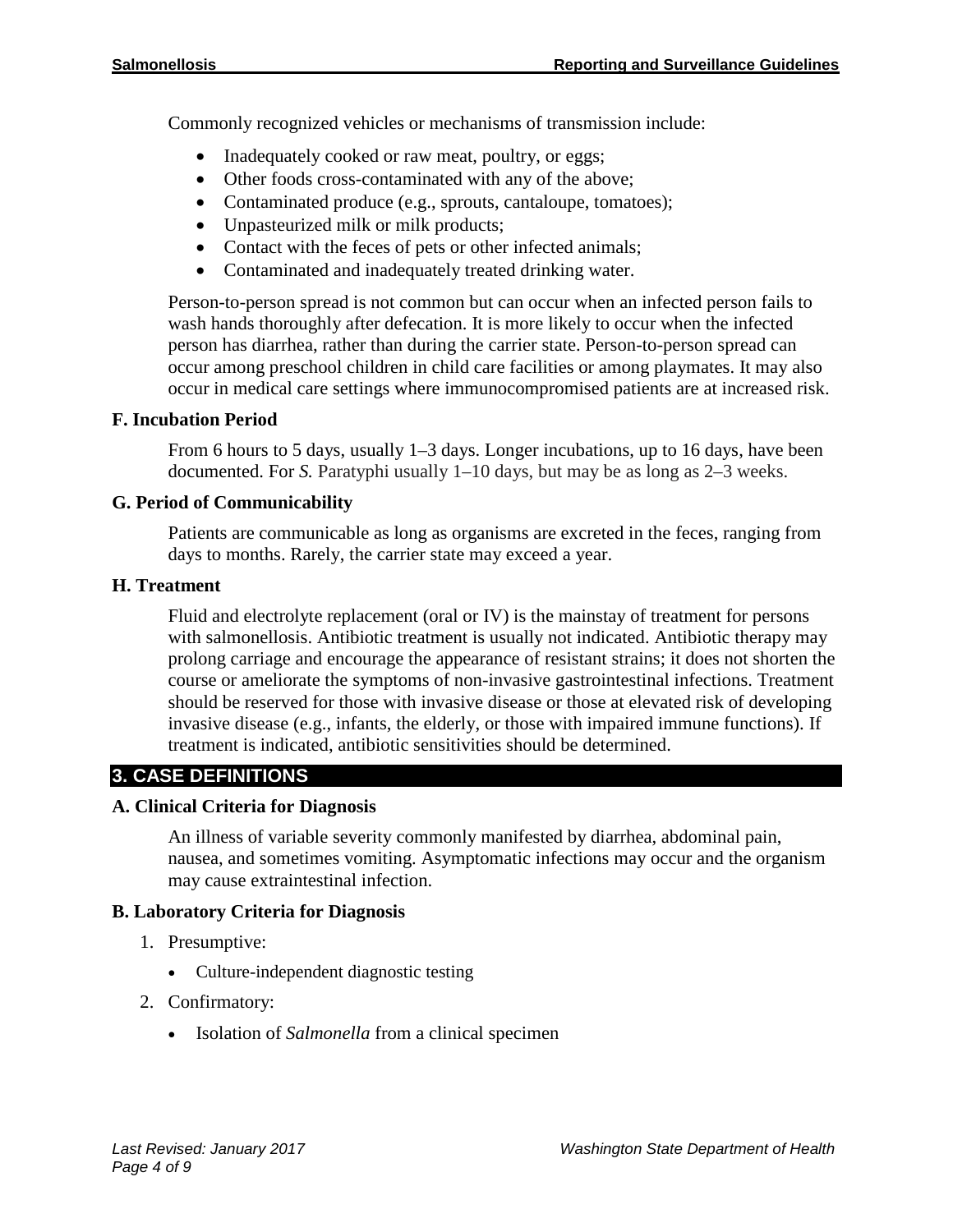Commonly recognized vehicles or mechanisms of transmission include:

- Inadequately cooked or raw meat, poultry, or eggs;
- Other foods cross-contaminated with any of the above;
- Contaminated produce (e.g., sprouts, cantaloupe, tomatoes);
- Unpasteurized milk or milk products;
- Contact with the feces of pets or other infected animals;
- Contaminated and inadequately treated drinking water.

Person-to-person spread is not common but can occur when an infected person fails to wash hands thoroughly after defecation. It is more likely to occur when the infected person has diarrhea, rather than during the carrier state. Person-to-person spread can occur among preschool children in child care facilities or among playmates. It may also occur in medical care settings where immunocompromised patients are at increased risk.

### F. Incubation Period

From 6 hours to 5 days, usually 1–3 days. Longer incubations, up to 16 days, have been documented. For *S.* Paratyphi usually 1–10 days, but may be as long as 2–3 weeks.

### G. Period of Communicability

Patients are communicable as long as organisms are excreted in the feces, ranging from days to months. Rarely, the carrier state may exceed a year.

### H. Treatment

Fluid and electrolyte replacement (oral or IV) is the mainstay of treatment for persons with salmonellosis. Antibiotic treatment is usually not indicated. Antibiotic therapy may prolong carriage and encourage the appearance of resistant strains; it does not shorten the course or ameliorate the symptoms of non-invasive gastrointestinal infections. Treatment should be reserved for those with invasive disease or those at elevated risk of developing invasive disease (e.g., infants, the elderly, or those with impaired immune functions). If treatment is indicated, antibiotic sensitivities should be determined.

## 3. CASE DEFINITIONS

### A. Clinical Criteria for Diagnosis

An illness of variable severity commonly manifested by diarrhea, abdominal pain, nausea, and sometimes vomiting. Asymptomatic infections may occur and the organism may cause extraintestinal infection.

### B. Laboratory Criteria for Diagnosis

1. Presumptive:
   - Culture-independent diagnostic testing
2. Confirmatory:
   - Isolation of *Salmonella* from a clinical specimen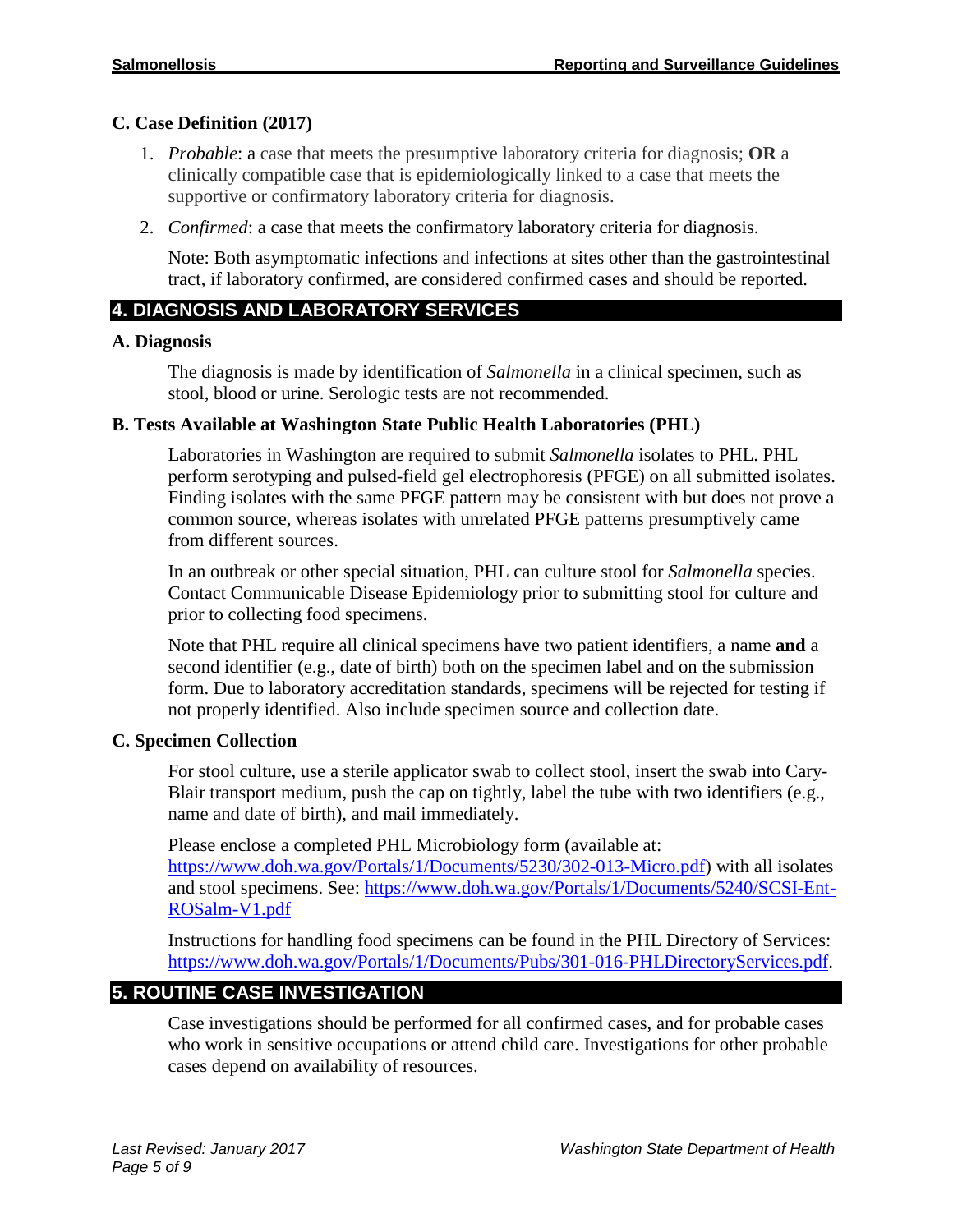### C. Case Definition (2017)

1. *Probable*: a case that meets the presumptive laboratory criteria for diagnosis; **OR** a clinically compatible case that is epidemiologically linked to a case that meets the supportive or confirmatory laboratory criteria for diagnosis.
2. *Confirmed*: a case that meets the confirmatory laboratory criteria for diagnosis.

   Note: Both asymptomatic infections and infections at sites other than the gastrointestinal tract, if laboratory confirmed, are considered confirmed cases and should be reported.

## 4. DIAGNOSIS AND LABORATORY SERVICES

### A. Diagnosis

The diagnosis is made by identification of *Salmonella* in a clinical specimen, such as stool, blood or urine. Serologic tests are not recommended.

### B. Tests Available at Washington State Public Health Laboratories (PHL)

Laboratories in Washington are required to submit *Salmonella* isolates to PHL. PHL perform serotyping and pulsed-field gel electrophoresis (PFGE) on all submitted isolates. Finding isolates with the same PFGE pattern may be consistent with but does not prove a common source, whereas isolates with unrelated PFGE patterns presumptively came from different sources.

In an outbreak or other special situation, PHL can culture stool for *Salmonella* species. Contact Communicable Disease Epidemiology prior to submitting stool for culture and prior to collecting food specimens.

Note that PHL require all clinical specimens have two patient identifiers, a name **and** a second identifier (e.g., date of birth) both on the specimen label and on the submission form. Due to laboratory accreditation standards, specimens will be rejected for testing if not properly identified. Also include specimen source and collection date.

### C. Specimen Collection

For stool culture, use a sterile applicator swab to collect stool, insert the swab into Cary-Blair transport medium, push the cap on tightly, label the tube with two identifiers (e.g., name and date of birth), and mail immediately.

Please enclose a completed PHL Microbiology form (available at: https://www.doh.wa.gov/Portals/1/Documents/5230/302-013-Micro.pdf) with all isolates and stool specimens. See: https://www.doh.wa.gov/Portals/1/Documents/5240/SCSI-Ent-ROSalm-V1.pdf

Instructions for handling food specimens can be found in the PHL Directory of Services: https://www.doh.wa.gov/Portals/1/Documents/Pubs/301-016-PHLDirectoryServices.pdf.

## 5. ROUTINE CASE INVESTIGATION

Case investigations should be performed for all confirmed cases, and for probable cases who work in sensitive occupations or attend child care. Investigations for other probable cases depend on availability of resources.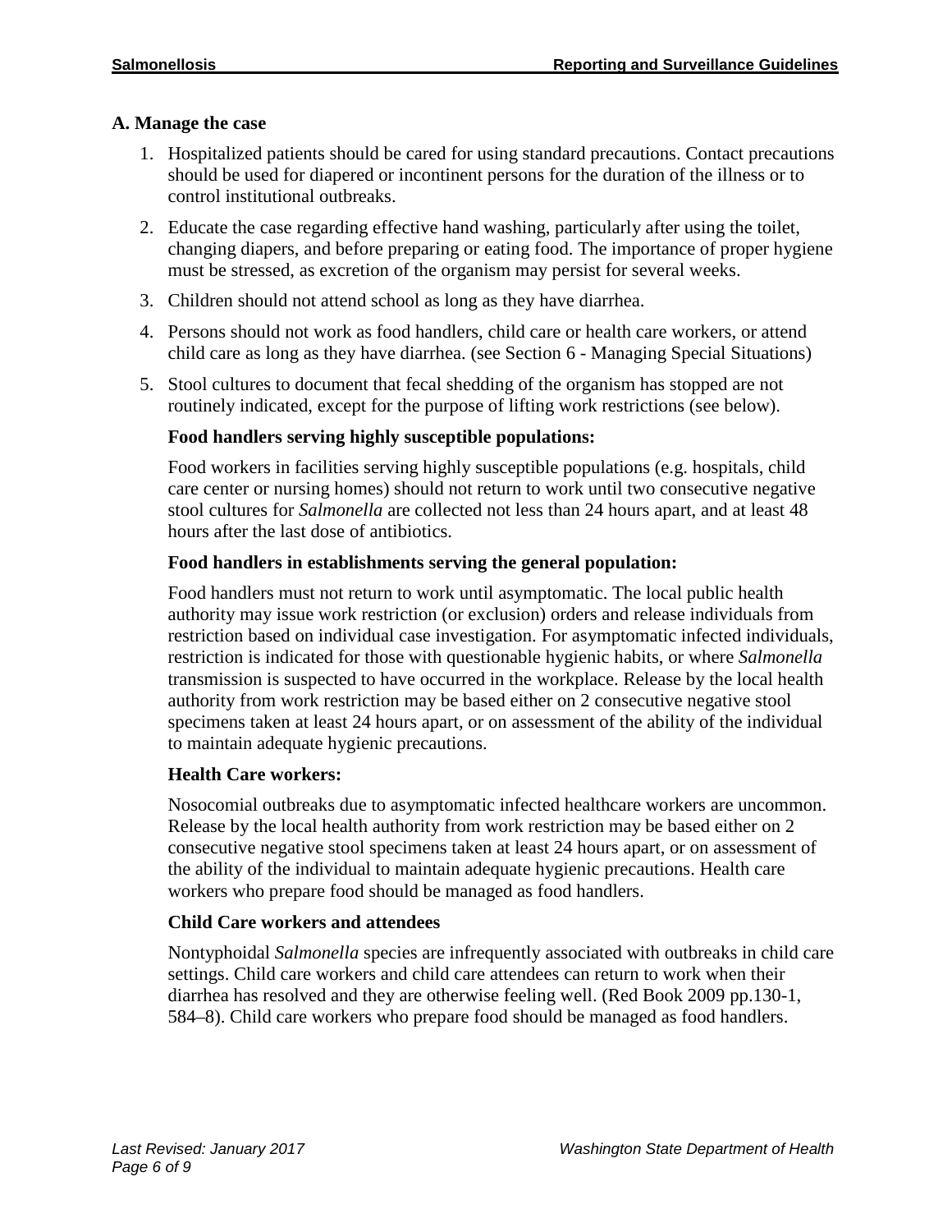### A. Manage the case

1. Hospitalized patients should be cared for using standard precautions. Contact precautions should be used for diapered or incontinent persons for the duration of the illness or to control institutional outbreaks.
2. Educate the case regarding effective hand washing, particularly after using the toilet, changing diapers, and before preparing or eating food. The importance of proper hygiene must be stressed, as excretion of the organism may persist for several weeks.
3. Children should not attend school as long as they have diarrhea.
4. Persons should not work as food handlers, child care or health care workers, or attend child care as long as they have diarrhea. (see Section 6 - Managing Special Situations)
5. Stool cultures to document that fecal shedding of the organism has stopped are not routinely indicated, except for the purpose of lifting work restrictions (see below).

   **Food handlers serving highly susceptible populations:**

   Food workers in facilities serving highly susceptible populations (e.g. hospitals, child care center or nursing homes) should not return to work until two consecutive negative stool cultures for *Salmonella* are collected not less than 24 hours apart, and at least 48 hours after the last dose of antibiotics.

   **Food handlers in establishments serving the general population:**

   Food handlers must not return to work until asymptomatic. The local public health authority may issue work restriction (or exclusion) orders and release individuals from restriction based on individual case investigation. For asymptomatic infected individuals, restriction is indicated for those with questionable hygienic habits, or where *Salmonella* transmission is suspected to have occurred in the workplace. Release by the local health authority from work restriction may be based either on 2 consecutive negative stool specimens taken at least 24 hours apart, or on assessment of the ability of the individual to maintain adequate hygienic precautions.

   **Health Care workers:**

   Nosocomial outbreaks due to asymptomatic infected healthcare workers are uncommon. Release by the local health authority from work restriction may be based either on 2 consecutive negative stool specimens taken at least 24 hours apart, or on assessment of the ability of the individual to maintain adequate hygienic precautions. Health care workers who prepare food should be managed as food handlers.

   **Child Care workers and attendees**

   Nontyphoidal *Salmonella* species are infrequently associated with outbreaks in child care settings. Child care workers and child care attendees can return to work when their diarrhea has resolved and they are otherwise feeling well. (Red Book 2009 pp.130-1, 584–8). Child care workers who prepare food should be managed as food handlers.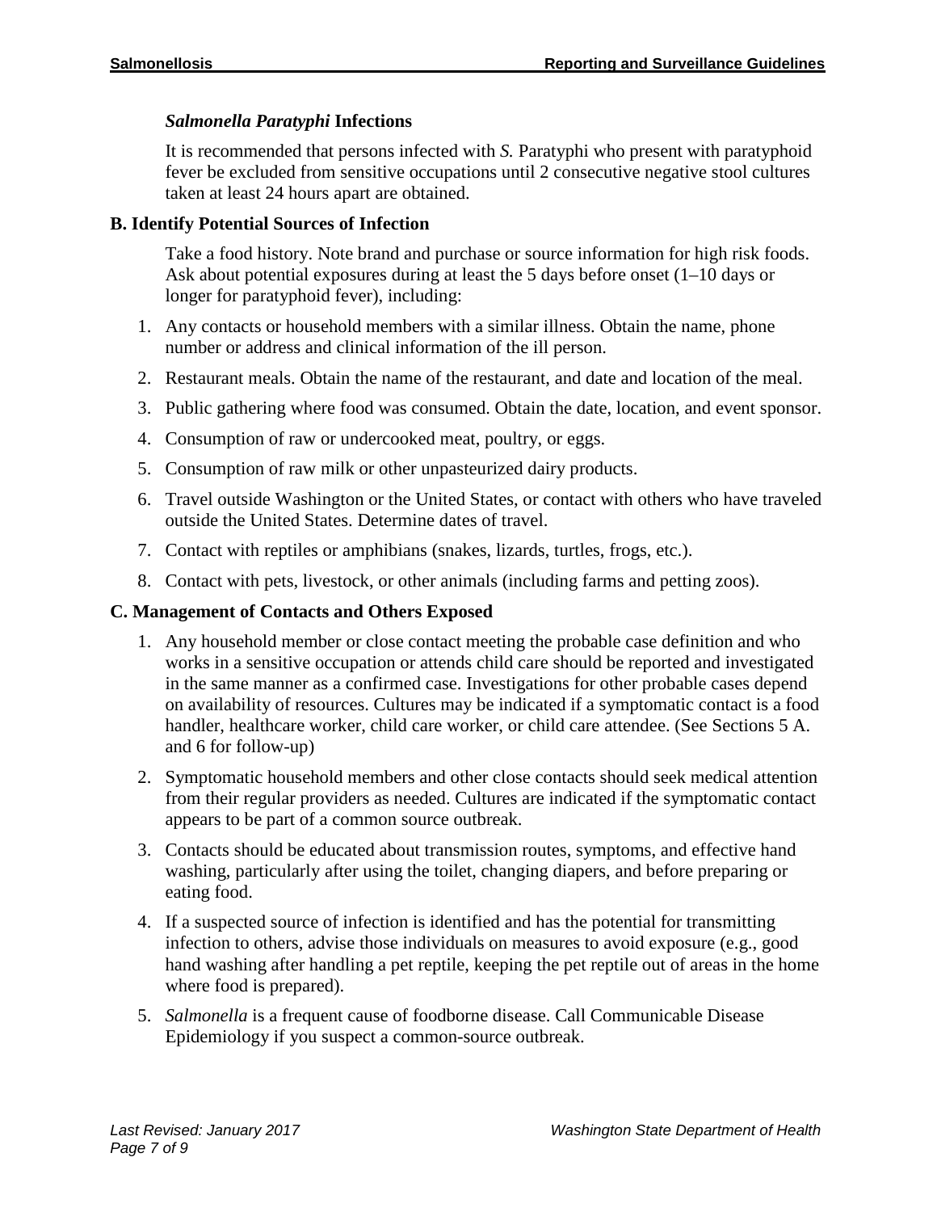### *Salmonella Paratyphi* Infections

It is recommended that persons infected with *S.* Paratyphi who present with paratyphoid fever be excluded from sensitive occupations until 2 consecutive negative stool cultures taken at least 24 hours apart are obtained.

## B. Identify Potential Sources of Infection

Take a food history. Note brand and purchase or source information for high risk foods. Ask about potential exposures during at least the 5 days before onset (1–10 days or longer for paratyphoid fever), including:

1. Any contacts or household members with a similar illness. Obtain the name, phone number or address and clinical information of the ill person.
2. Restaurant meals. Obtain the name of the restaurant, and date and location of the meal.
3. Public gathering where food was consumed. Obtain the date, location, and event sponsor.
4. Consumption of raw or undercooked meat, poultry, or eggs.
5. Consumption of raw milk or other unpasteurized dairy products.
6. Travel outside Washington or the United States, or contact with others who have traveled outside the United States. Determine dates of travel.
7. Contact with reptiles or amphibians (snakes, lizards, turtles, frogs, etc.).
8. Contact with pets, livestock, or other animals (including farms and petting zoos).

## C. Management of Contacts and Others Exposed

1. Any household member or close contact meeting the probable case definition and who works in a sensitive occupation or attends child care should be reported and investigated in the same manner as a confirmed case. Investigations for other probable cases depend on availability of resources. Cultures may be indicated if a symptomatic contact is a food handler, healthcare worker, child care worker, or child care attendee. (See Sections 5 A. and 6 for follow-up)
2. Symptomatic household members and other close contacts should seek medical attention from their regular providers as needed. Cultures are indicated if the symptomatic contact appears to be part of a common source outbreak.
3. Contacts should be educated about transmission routes, symptoms, and effective hand washing, particularly after using the toilet, changing diapers, and before preparing or eating food.
4. If a suspected source of infection is identified and has the potential for transmitting infection to others, advise those individuals on measures to avoid exposure (e.g., good hand washing after handling a pet reptile, keeping the pet reptile out of areas in the home where food is prepared).
5. *Salmonella* is a frequent cause of foodborne disease. Call Communicable Disease Epidemiology if you suspect a common-source outbreak.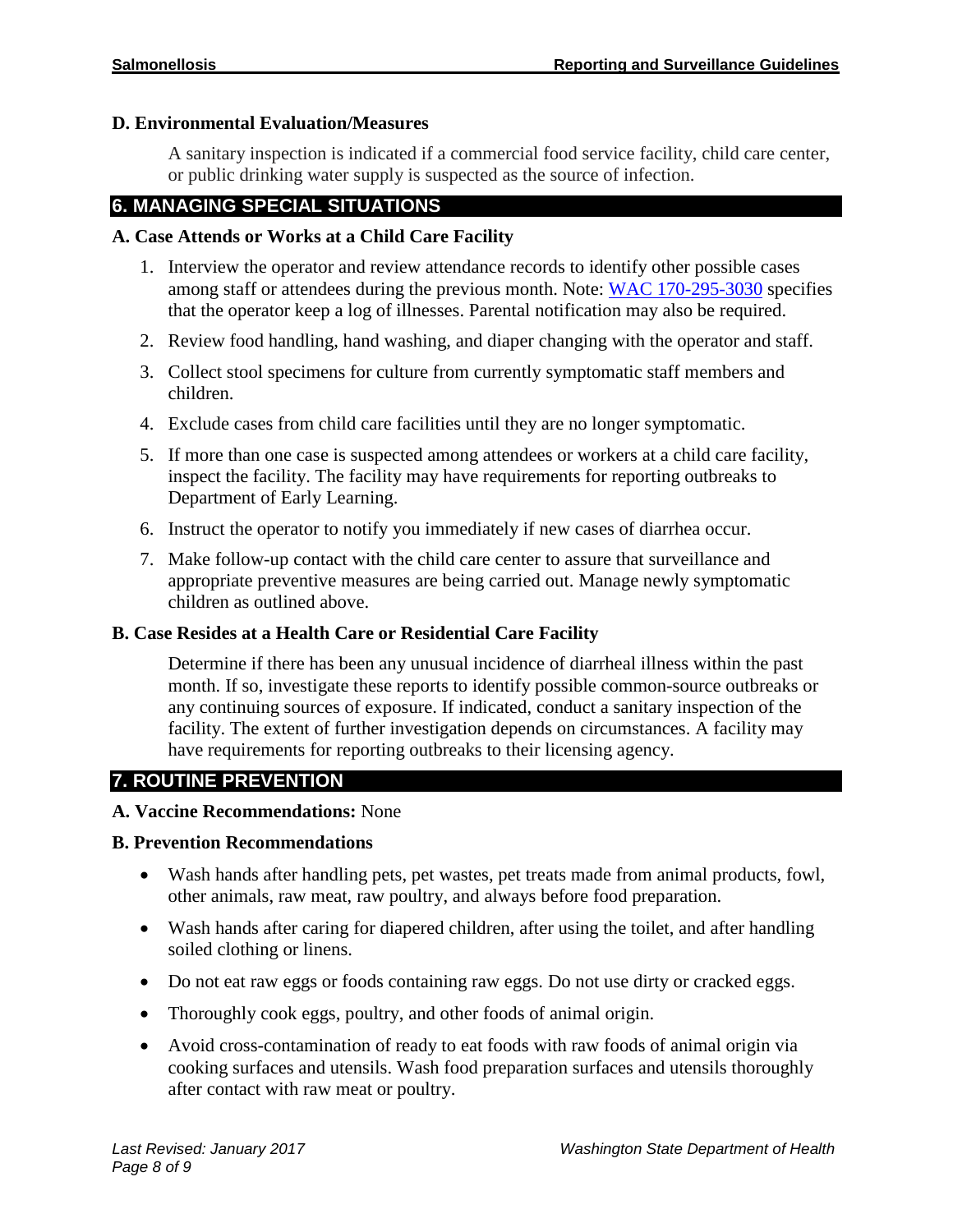**D. Environmental Evaluation/Measures**

A sanitary inspection is indicated if a commercial food service facility, child care center, or public drinking water supply is suspected as the source of infection.

## 6. MANAGING SPECIAL SITUATIONS

**A. Case Attends or Works at a Child Care Facility**

1. Interview the operator and review attendance records to identify other possible cases among staff or attendees during the previous month. Note: WAC 170-295-3030 specifies that the operator keep a log of illnesses. Parental notification may also be required.
2. Review food handling, hand washing, and diaper changing with the operator and staff.
3. Collect stool specimens for culture from currently symptomatic staff members and children.
4. Exclude cases from child care facilities until they are no longer symptomatic.
5. If more than one case is suspected among attendees or workers at a child care facility, inspect the facility. The facility may have requirements for reporting outbreaks to Department of Early Learning.
6. Instruct the operator to notify you immediately if new cases of diarrhea occur.
7. Make follow-up contact with the child care center to assure that surveillance and appropriate preventive measures are being carried out. Manage newly symptomatic children as outlined above.

**B. Case Resides at a Health Care or Residential Care Facility**

Determine if there has been any unusual incidence of diarrheal illness within the past month. If so, investigate these reports to identify possible common-source outbreaks or any continuing sources of exposure. If indicated, conduct a sanitary inspection of the facility. The extent of further investigation depends on circumstances. A facility may have requirements for reporting outbreaks to their licensing agency.

## 7. ROUTINE PREVENTION

**A. Vaccine Recommendations:** None

**B. Prevention Recommendations**

- Wash hands after handling pets, pet wastes, pet treats made from animal products, fowl, other animals, raw meat, raw poultry, and always before food preparation.
- Wash hands after caring for diapered children, after using the toilet, and after handling soiled clothing or linens.
- Do not eat raw eggs or foods containing raw eggs. Do not use dirty or cracked eggs.
- Thoroughly cook eggs, poultry, and other foods of animal origin.
- Avoid cross-contamination of ready to eat foods with raw foods of animal origin via cooking surfaces and utensils. Wash food preparation surfaces and utensils thoroughly after contact with raw meat or poultry.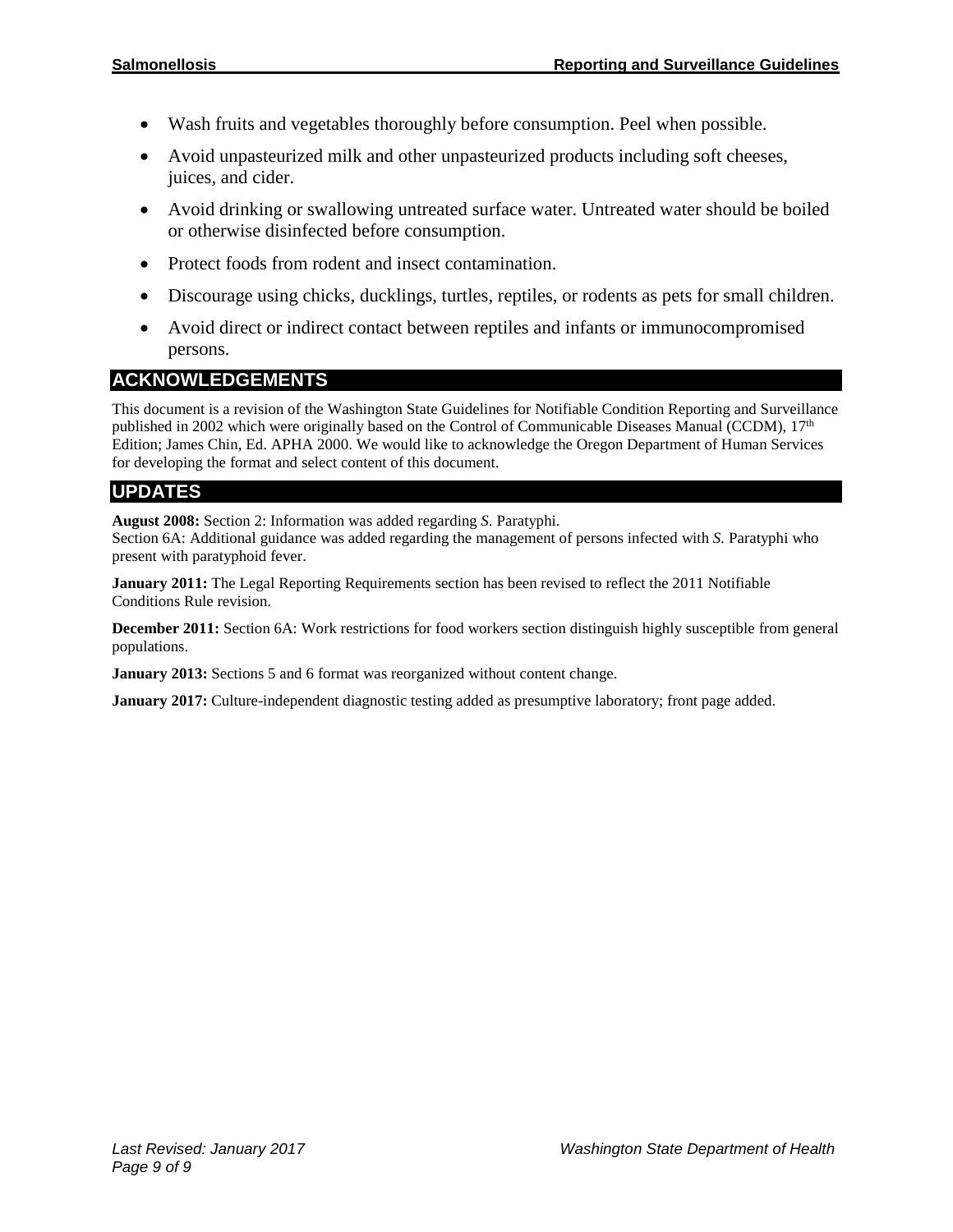- Wash fruits and vegetables thoroughly before consumption. Peel when possible.
- Avoid unpasteurized milk and other unpasteurized products including soft cheeses, juices, and cider.
- Avoid drinking or swallowing untreated surface water. Untreated water should be boiled or otherwise disinfected before consumption.
- Protect foods from rodent and insect contamination.
- Discourage using chicks, ducklings, turtles, reptiles, or rodents as pets for small children.
- Avoid direct or indirect contact between reptiles and infants or immunocompromised persons.

## ACKNOWLEDGEMENTS

This document is a revision of the Washington State Guidelines for Notifiable Condition Reporting and Surveillance published in 2002 which were originally based on the Control of Communicable Diseases Manual (CCDM), 17th Edition; James Chin, Ed. APHA 2000. We would like to acknowledge the Oregon Department of Human Services for developing the format and select content of this document.

## UPDATES

**August 2008:** Section 2: Information was added regarding *S.* Paratyphi.
Section 6A: Additional guidance was added regarding the management of persons infected with *S.* Paratyphi who present with paratyphoid fever.

**January 2011:** The Legal Reporting Requirements section has been revised to reflect the 2011 Notifiable Conditions Rule revision.

**December 2011:** Section 6A: Work restrictions for food workers section distinguish highly susceptible from general populations.

**January 2013:** Sections 5 and 6 format was reorganized without content change.

**January 2017:** Culture-independent diagnostic testing added as presumptive laboratory; front page added.